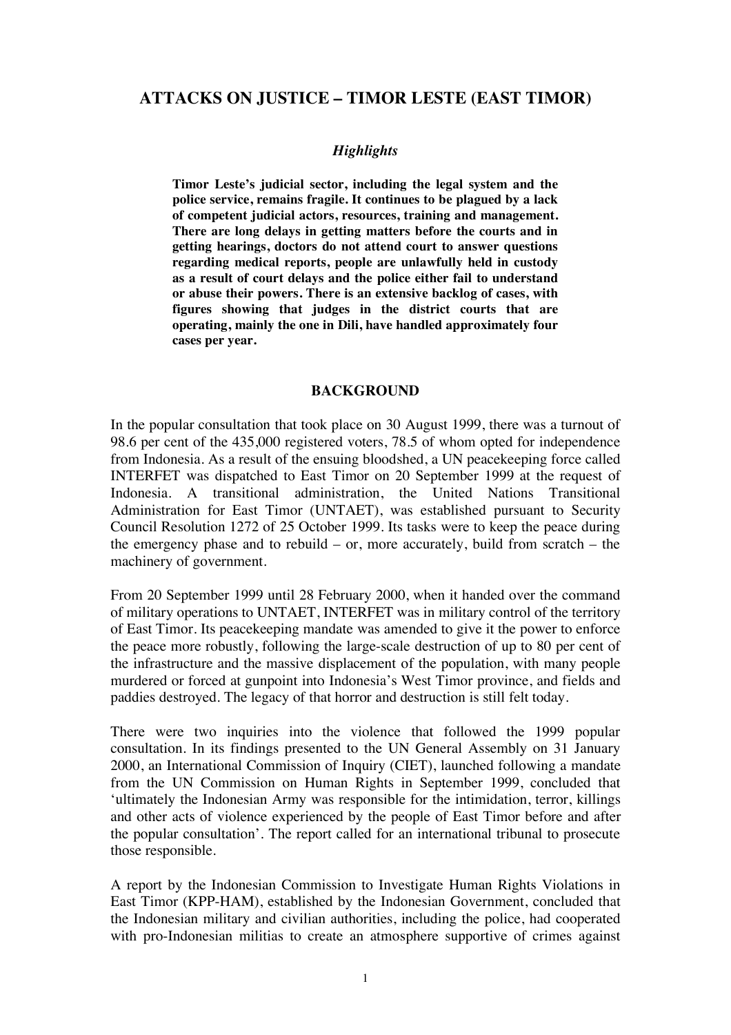# ATTACKS ON JUSTICE – TIMOR LESTE (EAST TIMOR)

*Highlights*

**Timor Leste's judicial sector, including the legal system and the police service, remains fragile. It continues to be plagued by a lack of competent judicial actors, resources, training and management. There are long delays in getting matters before the courts and in getting hearings, doctors do not attend court to answer questions regarding medical reports, people are unlawfully held in custody as a result of court delays and the police either fail to understand or abuse their powers. There is an extensive backlog of cases, with figures showing that judges in the district courts that are operating, mainly the one in Dili, have handled approximately four cases per year.**

## BACKGROUND

In the popular consultation that took place on 30 August 1999, there was a turnout of 98.6 per cent of the 435,000 registered voters, 78.5 of whom opted for independence from Indonesia. As a result of the ensuing bloodshed, a UN peacekeeping force called INTERFET was dispatched to East Timor on 20 September 1999 at the request of Indonesia. A transitional administration, the United Nations Transitional Administration for East Timor (UNTAET), was established pursuant to Security Council Resolution 1272 of 25 October 1999. Its tasks were to keep the peace during the emergency phase and to rebuild – or, more accurately, build from scratch – the machinery of government.

From 20 September 1999 until 28 February 2000, when it handed over the command of military operations to UNTAET, INTERFET was in military control of the territory of East Timor. Its peacekeeping mandate was amended to give it the power to enforce the peace more robustly, following the large-scale destruction of up to 80 per cent of the infrastructure and the massive displacement of the population, with many people murdered or forced at gunpoint into Indonesia's West Timor province, and fields and paddies destroyed. The legacy of that horror and destruction is still felt today.

There were two inquiries into the violence that followed the 1999 popular consultation. In its findings presented to the UN General Assembly on 31 January 2000, an International Commission of Inquiry (CIET), launched following a mandate from the UN Commission on Human Rights in September 1999, concluded that 'ultimately the Indonesian Army was responsible for the intimidation, terror, killings and other acts of violence experienced by the people of East Timor before and after the popular consultation'. The report called for an international tribunal to prosecute those responsible.

A report by the Indonesian Commission to Investigate Human Rights Violations in East Timor (KPP-HAM), established by the Indonesian Government, concluded that the Indonesian military and civilian authorities, including the police, had cooperated with pro-Indonesian militias to create an atmosphere supportive of crimes against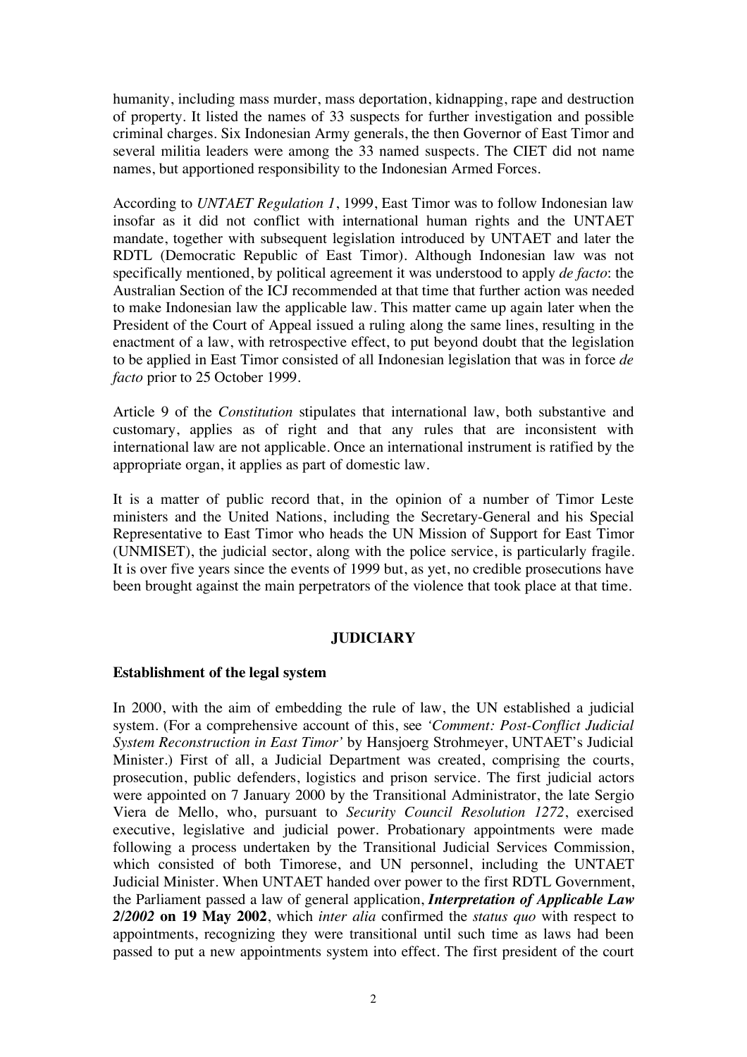humanity, including mass murder, mass deportation, kidnapping, rape and destruction of property. It listed the names of 33 suspects for further investigation and possible criminal charges. Six Indonesian Army generals, the then Governor of East Timor and several militia leaders were among the 33 named suspects. The CIET did not name names, but apportioned responsibility to the Indonesian Armed Forces.

According to *UNTAET Regulation 1*, 1999, East Timor was to follow Indonesian law insofar as it did not conflict with international human rights and the UNTAET mandate, together with subsequent legislation introduced by UNTAET and later the RDTL (Democratic Republic of East Timor). Although Indonesian law was not specifically mentioned, by political agreement it was understood to apply *de facto*: the Australian Section of the ICJ recommended at that time that further action was needed to make Indonesian law the applicable law. This matter came up again later when the President of the Court of Appeal issued a ruling along the same lines, resulting in the enactment of a law, with retrospective effect, to put beyond doubt that the legislation to be applied in East Timor consisted of all Indonesian legislation that was in force *de facto* prior to 25 October 1999.

Article 9 of the *Constitution* stipulates that international law, both substantive and customary, applies as of right and that any rules that are inconsistent with international law are not applicable. Once an international instrument is ratified by the appropriate organ, it applies as part of domestic law.

It is a matter of public record that, in the opinion of a number of Timor Leste ministers and the United Nations, including the Secretary-General and his Special Representative to East Timor who heads the UN Mission of Support for East Timor (UNMISET), the judicial sector, along with the police service, is particularly fragile. It is over five years since the events of 1999 but, as yet, no credible prosecutions have been brought against the main perpetrators of the violence that took place at that time.

## JUDICIARY

### Establishment of the legal system

In 2000, with the aim of embedding the rule of law, the UN established a judicial system. (For a comprehensive account of this, see *'Comment: Post-Conflict Judicial System Reconstruction in East Timor'* by Hansjoerg Strohmeyer, UNTAET's Judicial Minister.) First of all, a Judicial Department was created, comprising the courts, prosecution, public defenders, logistics and prison service. The first judicial actors were appointed on 7 January 2000 by the Transitional Administrator, the late Sergio Viera de Mello, who, pursuant to *Security Council Resolution 1272*, exercised executive, legislative and judicial power. Probationary appointments were made following a process undertaken by the Transitional Judicial Services Commission, which consisted of both Timorese, and UN personnel, including the UNTAET Judicial Minister. When UNTAET handed over power to the first RDTL Government, the Parliament passed a law of general application, ***Interpretation of Applicable Law 2/2002*** **on 19 May 2002**, which *inter alia* confirmed the *status quo* with respect to appointments, recognizing they were transitional until such time as laws had been passed to put a new appointments system into effect. The first president of the court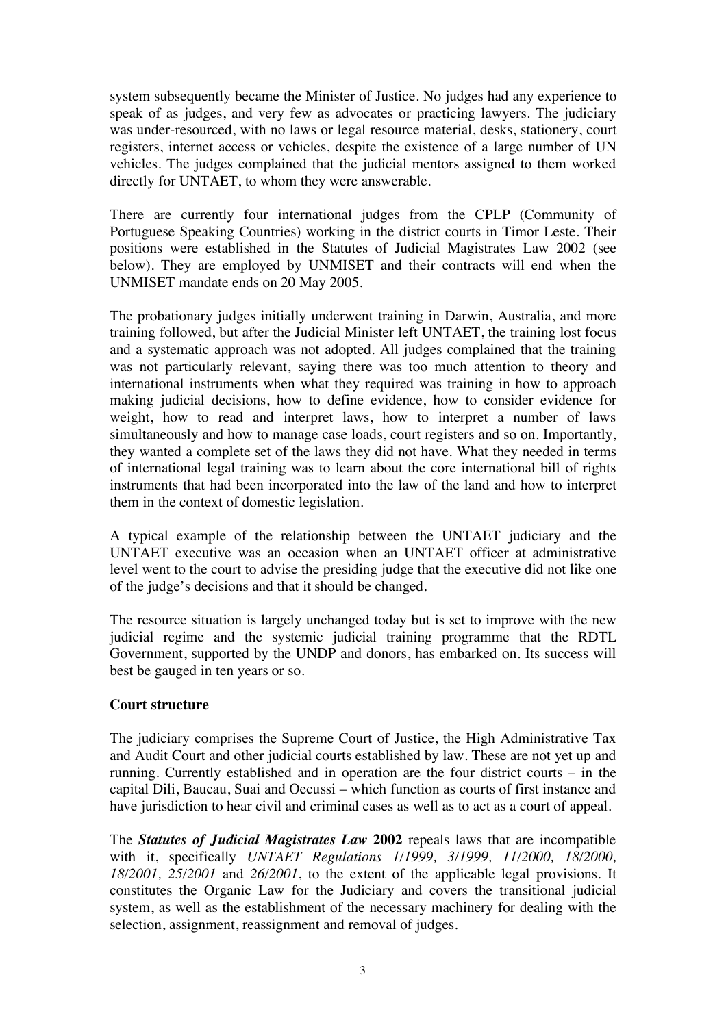system subsequently became the Minister of Justice. No judges had any experience to speak of as judges, and very few as advocates or practicing lawyers. The judiciary was under-resourced, with no laws or legal resource material, desks, stationery, court registers, internet access or vehicles, despite the existence of a large number of UN vehicles. The judges complained that the judicial mentors assigned to them worked directly for UNTAET, to whom they were answerable.

There are currently four international judges from the CPLP (Community of Portuguese Speaking Countries) working in the district courts in Timor Leste. Their positions were established in the Statutes of Judicial Magistrates Law 2002 (see below). They are employed by UNMISET and their contracts will end when the UNMISET mandate ends on 20 May 2005.

The probationary judges initially underwent training in Darwin, Australia, and more training followed, but after the Judicial Minister left UNTAET, the training lost focus and a systematic approach was not adopted. All judges complained that the training was not particularly relevant, saying there was too much attention to theory and international instruments when what they required was training in how to approach making judicial decisions, how to define evidence, how to consider evidence for weight, how to read and interpret laws, how to interpret a number of laws simultaneously and how to manage case loads, court registers and so on. Importantly, they wanted a complete set of the laws they did not have. What they needed in terms of international legal training was to learn about the core international bill of rights instruments that had been incorporated into the law of the land and how to interpret them in the context of domestic legislation.

A typical example of the relationship between the UNTAET judiciary and the UNTAET executive was an occasion when an UNTAET officer at administrative level went to the court to advise the presiding judge that the executive did not like one of the judge's decisions and that it should be changed.

The resource situation is largely unchanged today but is set to improve with the new judicial regime and the systemic judicial training programme that the RDTL Government, supported by the UNDP and donors, has embarked on. Its success will best be gauged in ten years or so.

**Court structure**

The judiciary comprises the Supreme Court of Justice, the High Administrative Tax and Audit Court and other judicial courts established by law. These are not yet up and running. Currently established and in operation are the four district courts – in the capital Dili, Baucau, Suai and Oecussi – which function as courts of first instance and have jurisdiction to hear civil and criminal cases as well as to act as a court of appeal.

The ***Statutes of Judicial Magistrates Law* 2002** repeals laws that are incompatible with it, specifically *UNTAET Regulations 1/1999, 3/1999, 11/2000, 18/2000, 18/2001, 25/2001* and *26/2001*, to the extent of the applicable legal provisions. It constitutes the Organic Law for the Judiciary and covers the transitional judicial system, as well as the establishment of the necessary machinery for dealing with the selection, assignment, reassignment and removal of judges.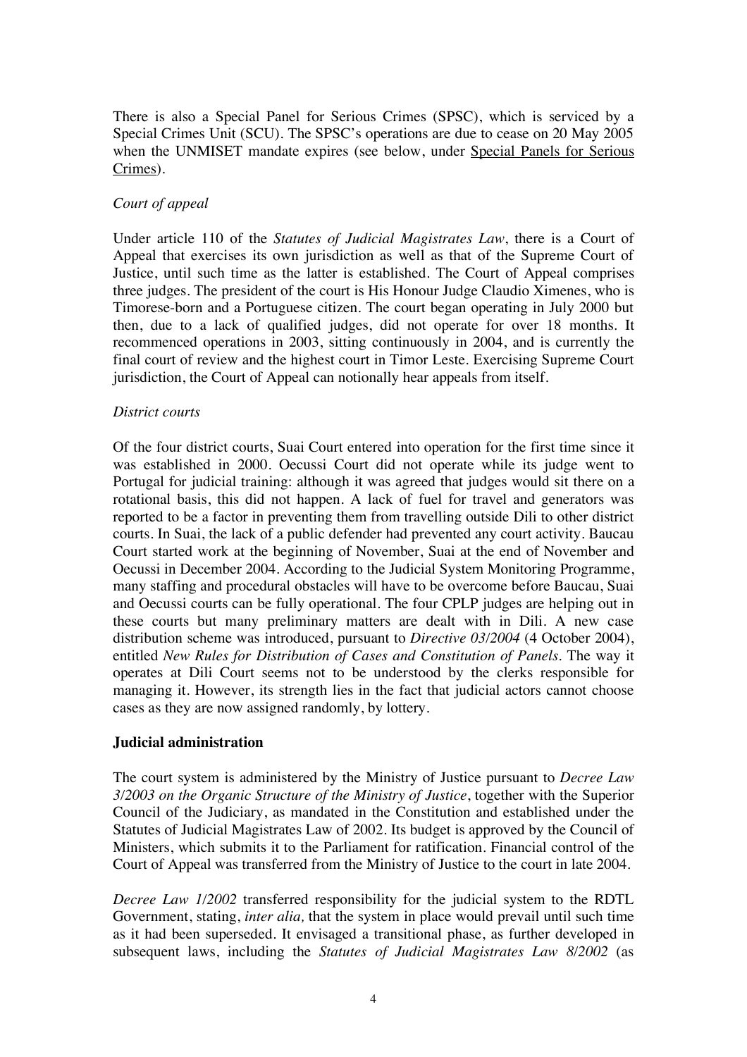There is also a Special Panel for Serious Crimes (SPSC), which is serviced by a Special Crimes Unit (SCU). The SPSC's operations are due to cease on 20 May 2005 when the UNMISET mandate expires (see below, under Special Panels for Serious Crimes).

*Court of appeal*

Under article 110 of the *Statutes of Judicial Magistrates Law*, there is a Court of Appeal that exercises its own jurisdiction as well as that of the Supreme Court of Justice, until such time as the latter is established. The Court of Appeal comprises three judges. The president of the court is His Honour Judge Claudio Ximenes, who is Timorese-born and a Portuguese citizen. The court began operating in July 2000 but then, due to a lack of qualified judges, did not operate for over 18 months. It recommenced operations in 2003, sitting continuously in 2004, and is currently the final court of review and the highest court in Timor Leste. Exercising Supreme Court jurisdiction, the Court of Appeal can notionally hear appeals from itself.

*District courts*

Of the four district courts, Suai Court entered into operation for the first time since it was established in 2000. Oecussi Court did not operate while its judge went to Portugal for judicial training: although it was agreed that judges would sit there on a rotational basis, this did not happen. A lack of fuel for travel and generators was reported to be a factor in preventing them from travelling outside Dili to other district courts. In Suai, the lack of a public defender had prevented any court activity. Baucau Court started work at the beginning of November, Suai at the end of November and Oecussi in December 2004. According to the Judicial System Monitoring Programme, many staffing and procedural obstacles will have to be overcome before Baucau, Suai and Oecussi courts can be fully operational. The four CPLP judges are helping out in these courts but many preliminary matters are dealt with in Dili. A new case distribution scheme was introduced, pursuant to *Directive 03/2004* (4 October 2004), entitled *New Rules for Distribution of Cases and Constitution of Panels*. The way it operates at Dili Court seems not to be understood by the clerks responsible for managing it. However, its strength lies in the fact that judicial actors cannot choose cases as they are now assigned randomly, by lottery.

**Judicial administration**

The court system is administered by the Ministry of Justice pursuant to *Decree Law 3/2003 on the Organic Structure of the Ministry of Justice*, together with the Superior Council of the Judiciary, as mandated in the Constitution and established under the Statutes of Judicial Magistrates Law of 2002. Its budget is approved by the Council of Ministers, which submits it to the Parliament for ratification. Financial control of the Court of Appeal was transferred from the Ministry of Justice to the court in late 2004.

*Decree Law 1/2002* transferred responsibility for the judicial system to the RDTL Government, stating, *inter alia,* that the system in place would prevail until such time as it had been superseded. It envisaged a transitional phase, as further developed in subsequent laws, including the *Statutes of Judicial Magistrates Law 8/2002* (as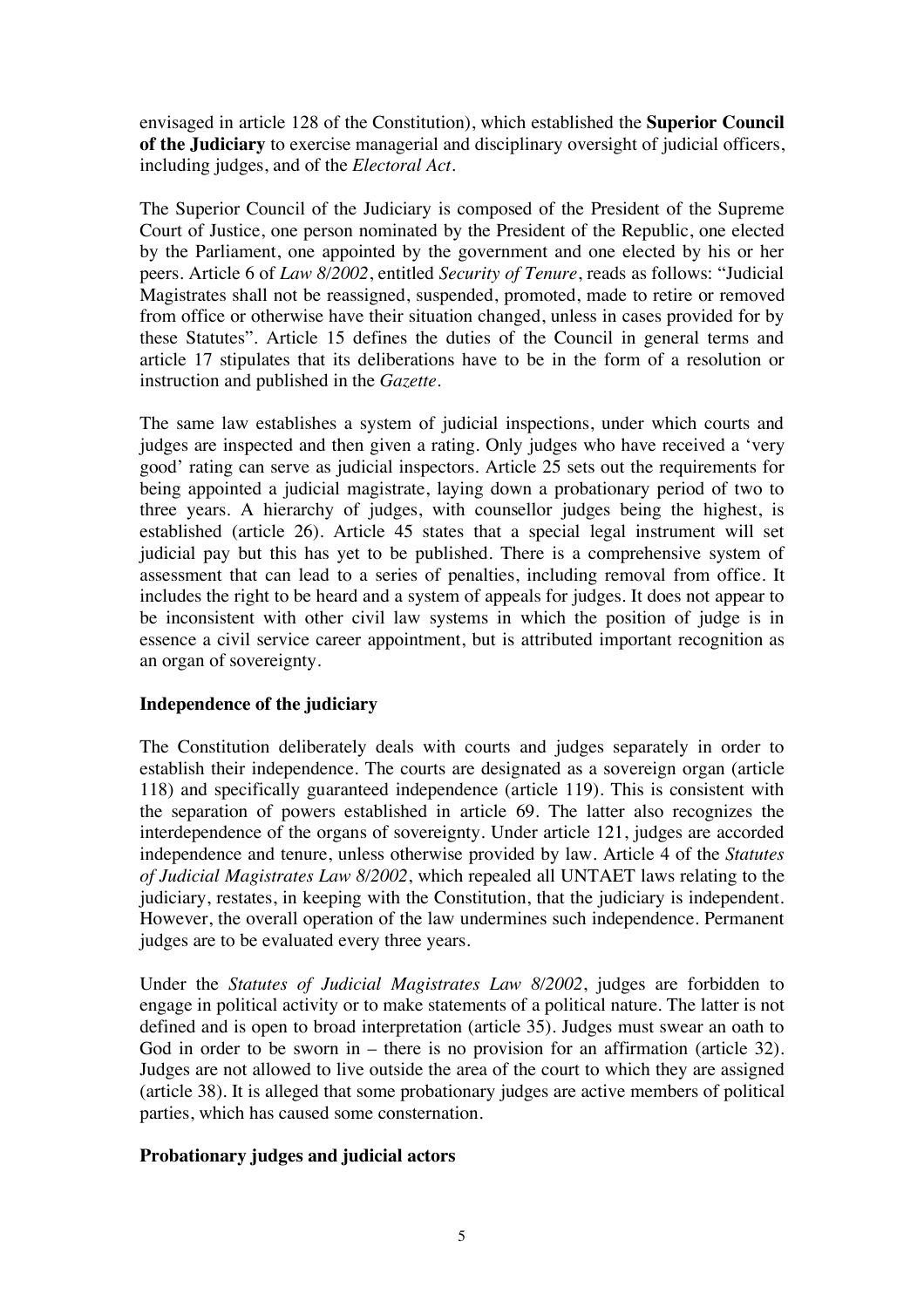envisaged in article 128 of the Constitution), which established the **Superior Council of the Judiciary** to exercise managerial and disciplinary oversight of judicial officers, including judges, and of the *Electoral Act*.

The Superior Council of the Judiciary is composed of the President of the Supreme Court of Justice, one person nominated by the President of the Republic, one elected by the Parliament, one appointed by the government and one elected by his or her peers. Article 6 of *Law 8/2002*, entitled *Security of Tenure*, reads as follows: "Judicial Magistrates shall not be reassigned, suspended, promoted, made to retire or removed from office or otherwise have their situation changed, unless in cases provided for by these Statutes". Article 15 defines the duties of the Council in general terms and article 17 stipulates that its deliberations have to be in the form of a resolution or instruction and published in the *Gazette*.

The same law establishes a system of judicial inspections, under which courts and judges are inspected and then given a rating. Only judges who have received a 'very good' rating can serve as judicial inspectors. Article 25 sets out the requirements for being appointed a judicial magistrate, laying down a probationary period of two to three years. A hierarchy of judges, with counsellor judges being the highest, is established (article 26). Article 45 states that a special legal instrument will set judicial pay but this has yet to be published. There is a comprehensive system of assessment that can lead to a series of penalties, including removal from office. It includes the right to be heard and a system of appeals for judges. It does not appear to be inconsistent with other civil law systems in which the position of judge is in essence a civil service career appointment, but is attributed important recognition as an organ of sovereignty.

## Independence of the judiciary

The Constitution deliberately deals with courts and judges separately in order to establish their independence. The courts are designated as a sovereign organ (article 118) and specifically guaranteed independence (article 119). This is consistent with the separation of powers established in article 69. The latter also recognizes the interdependence of the organs of sovereignty. Under article 121, judges are accorded independence and tenure, unless otherwise provided by law. Article 4 of the *Statutes of Judicial Magistrates Law 8/2002*, which repealed all UNTAET laws relating to the judiciary, restates, in keeping with the Constitution, that the judiciary is independent. However, the overall operation of the law undermines such independence. Permanent judges are to be evaluated every three years.

Under the *Statutes of Judicial Magistrates Law 8/2002*, judges are forbidden to engage in political activity or to make statements of a political nature. The latter is not defined and is open to broad interpretation (article 35). Judges must swear an oath to God in order to be sworn in – there is no provision for an affirmation (article 32). Judges are not allowed to live outside the area of the court to which they are assigned (article 38). It is alleged that some probationary judges are active members of political parties, which has caused some consternation.

## Probationary judges and judicial actors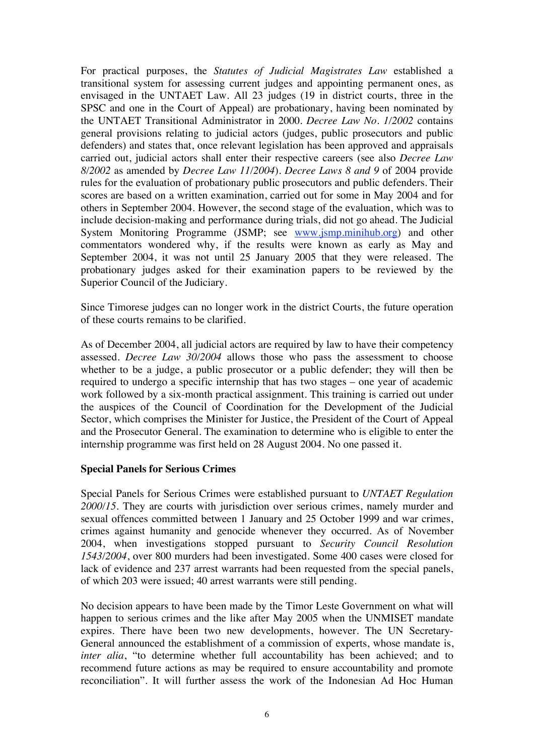For practical purposes, the *Statutes of Judicial Magistrates Law* established a transitional system for assessing current judges and appointing permanent ones, as envisaged in the UNTAET Law. All 23 judges (19 in district courts, three in the SPSC and one in the Court of Appeal) are probationary, having been nominated by the UNTAET Transitional Administrator in 2000. *Decree Law No. 1/2002* contains general provisions relating to judicial actors (judges, public prosecutors and public defenders) and states that, once relevant legislation has been approved and appraisals carried out, judicial actors shall enter their respective careers (see also *Decree Law 8/2002* as amended by *Decree Law 11/2004*). *Decree Laws 8 and 9* of 2004 provide rules for the evaluation of probationary public prosecutors and public defenders. Their scores are based on a written examination, carried out for some in May 2004 and for others in September 2004. However, the second stage of the evaluation, which was to include decision-making and performance during trials, did not go ahead. The Judicial System Monitoring Programme (JSMP; see [www.jsmp.minihub.org](www.jsmp.minihub.org)) and other commentators wondered why, if the results were known as early as May and September 2004, it was not until 25 January 2005 that they were released. The probationary judges asked for their examination papers to be reviewed by the Superior Council of the Judiciary.

Since Timorese judges can no longer work in the district Courts, the future operation of these courts remains to be clarified.

As of December 2004, all judicial actors are required by law to have their competency assessed. *Decree Law 30/2004* allows those who pass the assessment to choose whether to be a judge, a public prosecutor or a public defender; they will then be required to undergo a specific internship that has two stages – one year of academic work followed by a six-month practical assignment. This training is carried out under the auspices of the Council of Coordination for the Development of the Judicial Sector, which comprises the Minister for Justice, the President of the Court of Appeal and the Prosecutor General. The examination to determine who is eligible to enter the internship programme was first held on 28 August 2004. No one passed it.

**Special Panels for Serious Crimes**

Special Panels for Serious Crimes were established pursuant to *UNTAET Regulation 2000/15*. They are courts with jurisdiction over serious crimes, namely murder and sexual offences committed between 1 January and 25 October 1999 and war crimes, crimes against humanity and genocide whenever they occurred. As of November 2004, when investigations stopped pursuant to *Security Council Resolution 1543/2004*, over 800 murders had been investigated. Some 400 cases were closed for lack of evidence and 237 arrest warrants had been requested from the special panels, of which 203 were issued; 40 arrest warrants were still pending.

No decision appears to have been made by the Timor Leste Government on what will happen to serious crimes and the like after May 2005 when the UNMISET mandate expires. There have been two new developments, however. The UN Secretary-General announced the establishment of a commission of experts, whose mandate is, *inter alia*, "to determine whether full accountability has been achieved; and to recommend future actions as may be required to ensure accountability and promote reconciliation". It will further assess the work of the Indonesian Ad Hoc Human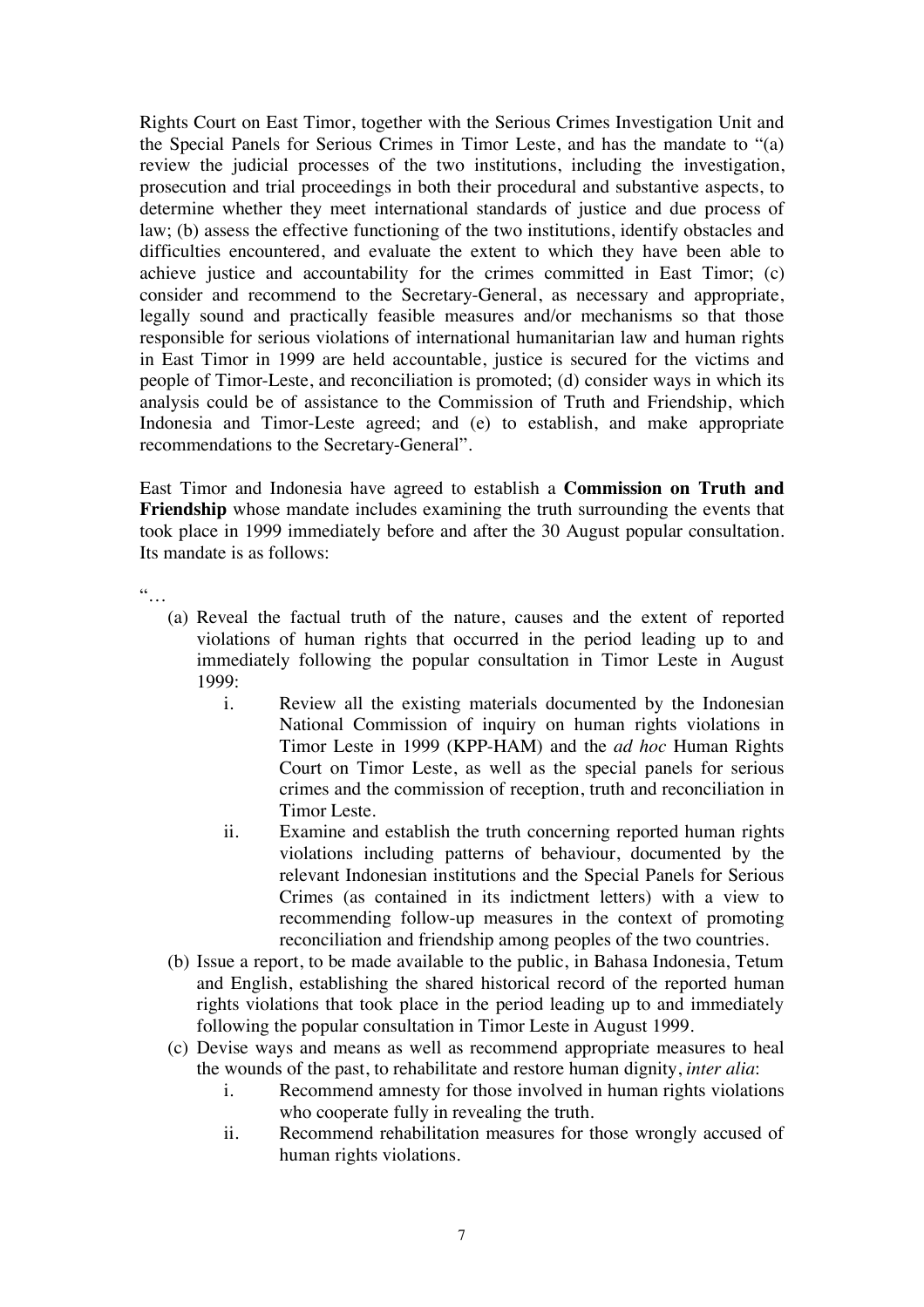Rights Court on East Timor, together with the Serious Crimes Investigation Unit and the Special Panels for Serious Crimes in Timor Leste, and has the mandate to "(a) review the judicial processes of the two institutions, including the investigation, prosecution and trial proceedings in both their procedural and substantive aspects, to determine whether they meet international standards of justice and due process of law; (b) assess the effective functioning of the two institutions, identify obstacles and difficulties encountered, and evaluate the extent to which they have been able to achieve justice and accountability for the crimes committed in East Timor; (c) consider and recommend to the Secretary-General, as necessary and appropriate, legally sound and practically feasible measures and/or mechanisms so that those responsible for serious violations of international humanitarian law and human rights in East Timor in 1999 are held accountable, justice is secured for the victims and people of Timor-Leste, and reconciliation is promoted; (d) consider ways in which its analysis could be of assistance to the Commission of Truth and Friendship, which Indonesia and Timor-Leste agreed; and (e) to establish, and make appropriate recommendations to the Secretary-General".

East Timor and Indonesia have agreed to establish a **Commission on Truth and Friendship** whose mandate includes examining the truth surrounding the events that took place in 1999 immediately before and after the 30 August popular consultation. Its mandate is as follows:

"…

(a) Reveal the factual truth of the nature, causes and the extent of reported violations of human rights that occurred in the period leading up to and immediately following the popular consultation in Timor Leste in August 1999:
   i. Review all the existing materials documented by the Indonesian National Commission of inquiry on human rights violations in Timor Leste in 1999 (KPP-HAM) and the *ad hoc* Human Rights Court on Timor Leste, as well as the special panels for serious crimes and the commission of reception, truth and reconciliation in Timor Leste.
   ii. Examine and establish the truth concerning reported human rights violations including patterns of behaviour, documented by the relevant Indonesian institutions and the Special Panels for Serious Crimes (as contained in its indictment letters) with a view to recommending follow-up measures in the context of promoting reconciliation and friendship among peoples of the two countries.

(b) Issue a report, to be made available to the public, in Bahasa Indonesia, Tetum and English, establishing the shared historical record of the reported human rights violations that took place in the period leading up to and immediately following the popular consultation in Timor Leste in August 1999.

(c) Devise ways and means as well as recommend appropriate measures to heal the wounds of the past, to rehabilitate and restore human dignity, *inter alia*:
   i. Recommend amnesty for those involved in human rights violations who cooperate fully in revealing the truth.
   ii. Recommend rehabilitation measures for those wrongly accused of human rights violations.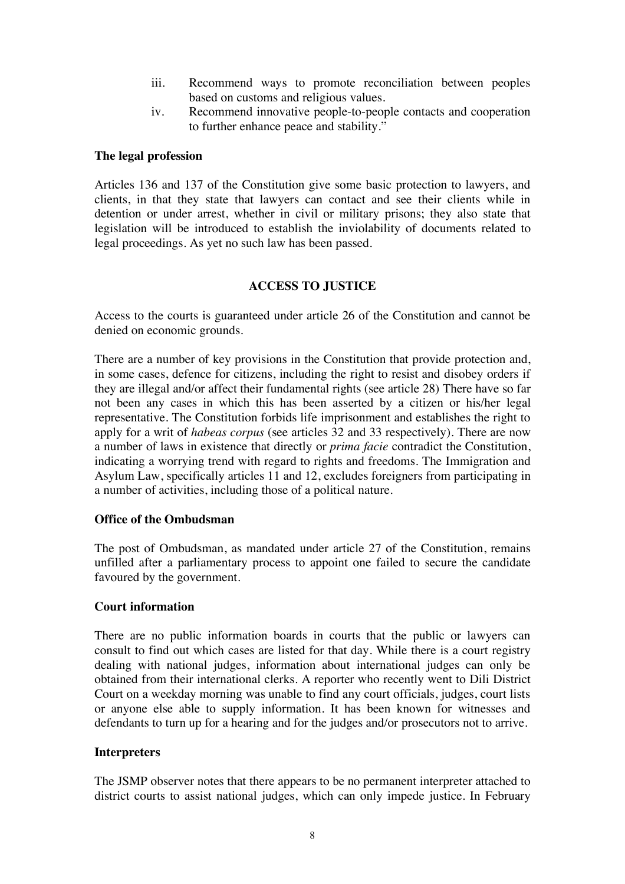iii. Recommend ways to promote reconciliation between peoples based on customs and religious values.
iv. Recommend innovative people-to-people contacts and cooperation to further enhance peace and stability."

**The legal profession**

Articles 136 and 137 of the Constitution give some basic protection to lawyers, and clients, in that they state that lawyers can contact and see their clients while in detention or under arrest, whether in civil or military prisons; they also state that legislation will be introduced to establish the inviolability of documents related to legal proceedings. As yet no such law has been passed.

## ACCESS TO JUSTICE

Access to the courts is guaranteed under article 26 of the Constitution and cannot be denied on economic grounds.

There are a number of key provisions in the Constitution that provide protection and, in some cases, defence for citizens, including the right to resist and disobey orders if they are illegal and/or affect their fundamental rights (see article 28) There have so far not been any cases in which this has been asserted by a citizen or his/her legal representative. The Constitution forbids life imprisonment and establishes the right to apply for a writ of *habeas corpus* (see articles 32 and 33 respectively). There are now a number of laws in existence that directly or *prima facie* contradict the Constitution, indicating a worrying trend with regard to rights and freedoms. The Immigration and Asylum Law, specifically articles 11 and 12, excludes foreigners from participating in a number of activities, including those of a political nature.

**Office of the Ombudsman**

The post of Ombudsman, as mandated under article 27 of the Constitution, remains unfilled after a parliamentary process to appoint one failed to secure the candidate favoured by the government.

**Court information**

There are no public information boards in courts that the public or lawyers can consult to find out which cases are listed for that day. While there is a court registry dealing with national judges, information about international judges can only be obtained from their international clerks. A reporter who recently went to Dili District Court on a weekday morning was unable to find any court officials, judges, court lists or anyone else able to supply information. It has been known for witnesses and defendants to turn up for a hearing and for the judges and/or prosecutors not to arrive.

**Interpreters**

The JSMP observer notes that there appears to be no permanent interpreter attached to district courts to assist national judges, which can only impede justice. In February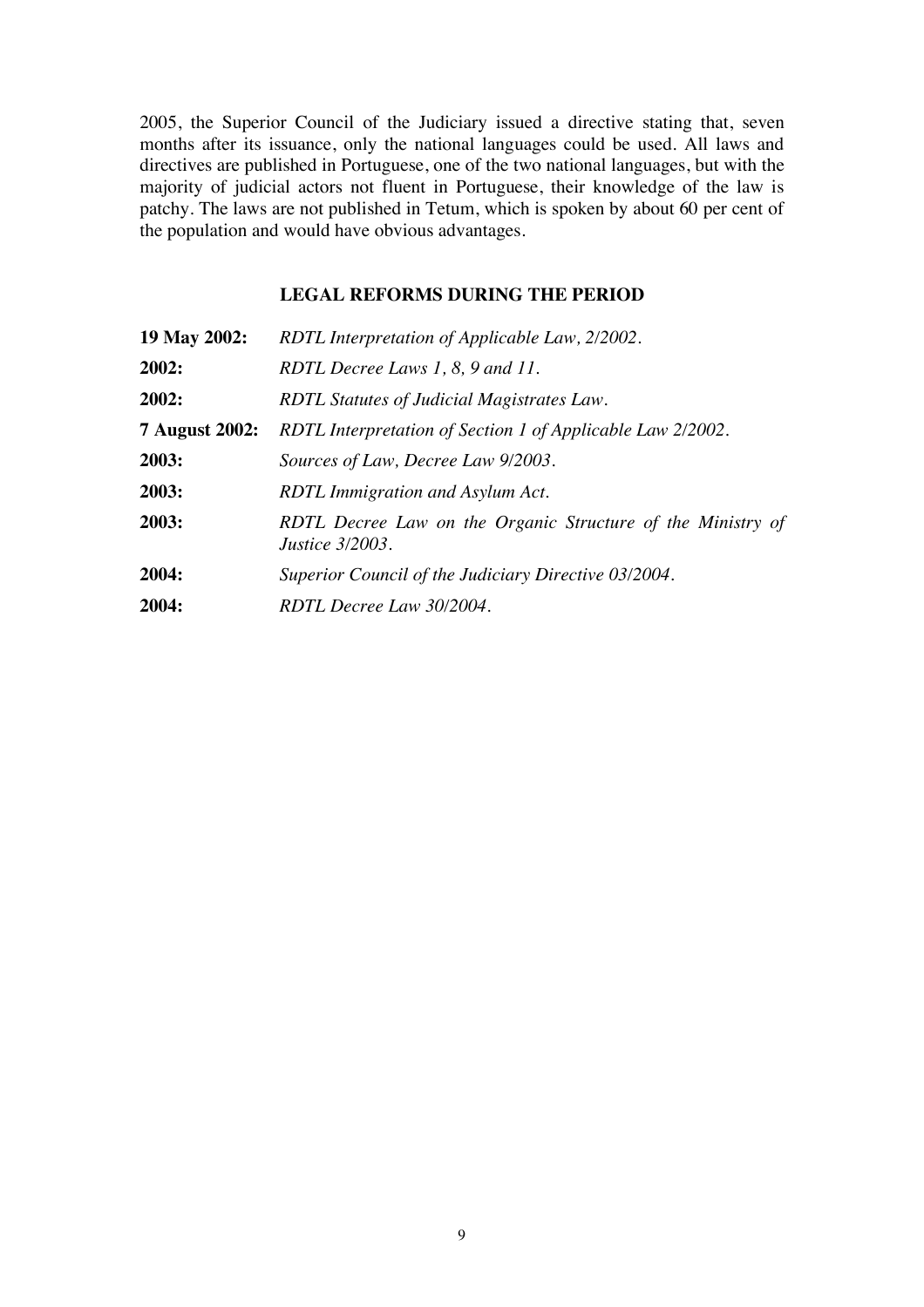2005, the Superior Council of the Judiciary issued a directive stating that, seven months after its issuance, only the national languages could be used. All laws and directives are published in Portuguese, one of the two national languages, but with the majority of judicial actors not fluent in Portuguese, their knowledge of the law is patchy. The laws are not published in Tetum, which is spoken by about 60 per cent of the population and would have obvious advantages.

## LEGAL REFORMS DURING THE PERIOD

| | |
|---|---|
| **19 May 2002:** | *RDTL Interpretation of Applicable Law, 2/2002.* |
| **2002:** | *RDTL Decree Laws 1, 8, 9 and 11.* |
| **2002:** | *RDTL Statutes of Judicial Magistrates Law.* |
| **7 August 2002:** | *RDTL Interpretation of Section 1 of Applicable Law 2/2002.* |
| **2003:** | *Sources of Law, Decree Law 9/2003.* |
| **2003:** | *RDTL Immigration and Asylum Act.* |
| **2003:** | *RDTL Decree Law on the Organic Structure of the Ministry of Justice 3/2003.* |
| **2004:** | *Superior Council of the Judiciary Directive 03/2004.* |
| **2004:** | *RDTL Decree Law 30/2004.* |